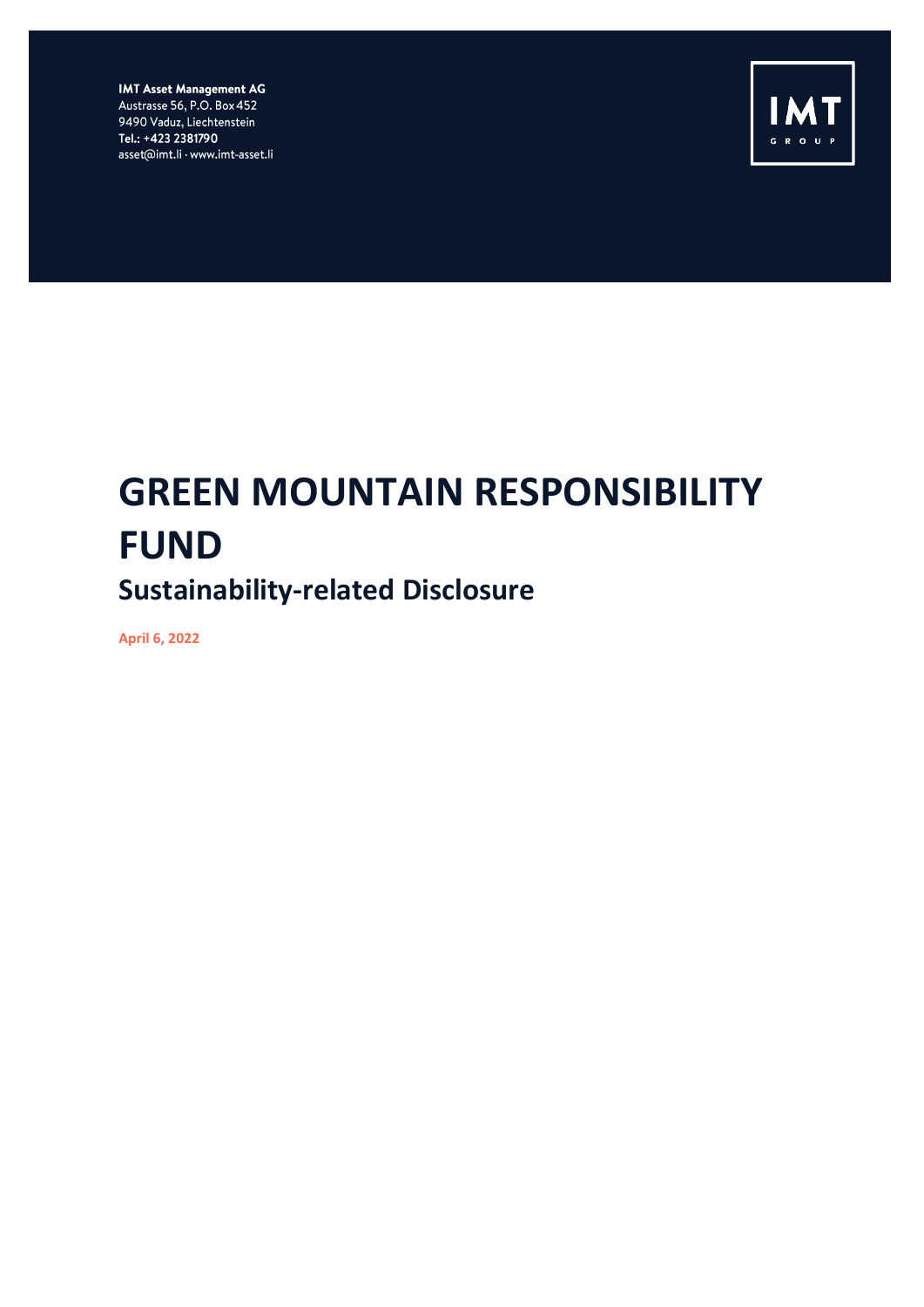**IMT Asset Management AG**
Austrasse 56, P.O. Box 452
9490 Vaduz, Liechtenstein
**Tel.: +423 2381790**
asset@imt.li · www.imt-asset.li

IMT
GROUP

# GREEN MOUNTAIN RESPONSIBILITY FUND

## Sustainability-related Disclosure

**April 6, 2022**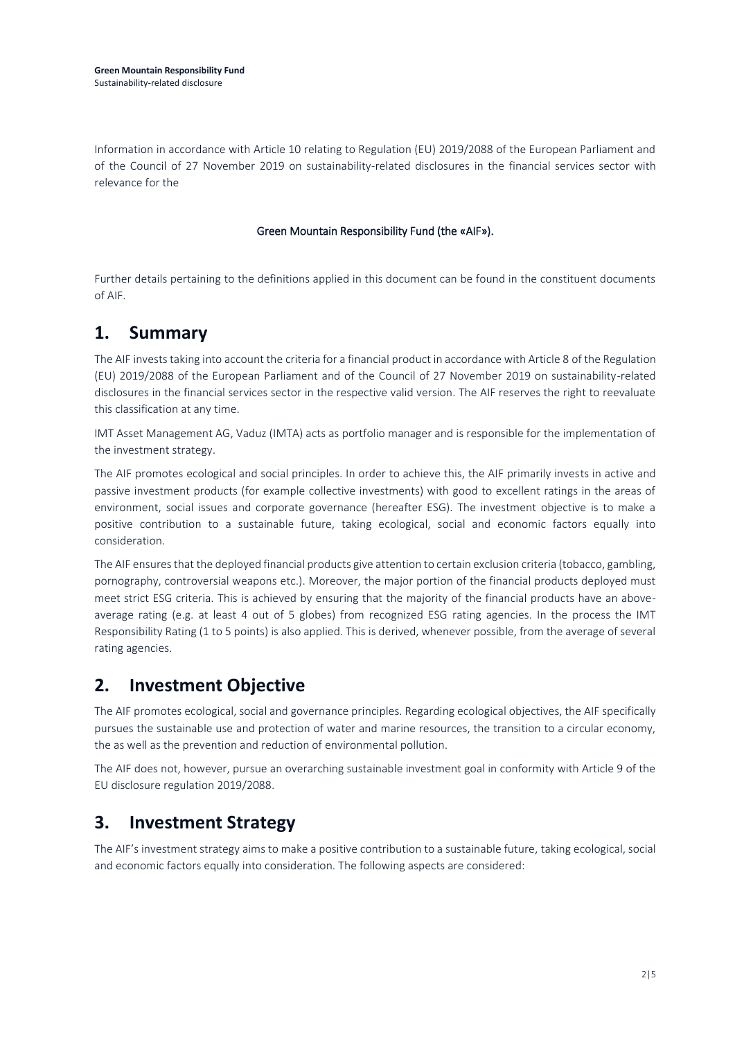Information in accordance with Article 10 relating to Regulation (EU) 2019/2088 of the European Parliament and of the Council of 27 November 2019 on sustainability-related disclosures in the financial services sector with relevance for the

Green Mountain Responsibility Fund (the «AIF»).

Further details pertaining to the definitions applied in this document can be found in the constituent documents of AIF.

# 1. Summary

The AIF invests taking into account the criteria for a financial product in accordance with Article 8 of the Regulation (EU) 2019/2088 of the European Parliament and of the Council of 27 November 2019 on sustainability-related disclosures in the financial services sector in the respective valid version. The AIF reserves the right to reevaluate this classification at any time.

IMT Asset Management AG, Vaduz (IMTA) acts as portfolio manager and is responsible for the implementation of the investment strategy.

The AIF promotes ecological and social principles. In order to achieve this, the AIF primarily invests in active and passive investment products (for example collective investments) with good to excellent ratings in the areas of environment, social issues and corporate governance (hereafter ESG). The investment objective is to make a positive contribution to a sustainable future, taking ecological, social and economic factors equally into consideration.

The AIF ensures that the deployed financial products give attention to certain exclusion criteria (tobacco, gambling, pornography, controversial weapons etc.). Moreover, the major portion of the financial products deployed must meet strict ESG criteria. This is achieved by ensuring that the majority of the financial products have an above-average rating (e.g. at least 4 out of 5 globes) from recognized ESG rating agencies. In the process the IMT Responsibility Rating (1 to 5 points) is also applied. This is derived, whenever possible, from the average of several rating agencies.

# 2. Investment Objective

The AIF promotes ecological, social and governance principles. Regarding ecological objectives, the AIF specifically pursues the sustainable use and protection of water and marine resources, the transition to a circular economy, the as well as the prevention and reduction of environmental pollution.

The AIF does not, however, pursue an overarching sustainable investment goal in conformity with Article 9 of the EU disclosure regulation 2019/2088.

# 3. Investment Strategy

The AIF's investment strategy aims to make a positive contribution to a sustainable future, taking ecological, social and economic factors equally into consideration. The following aspects are considered: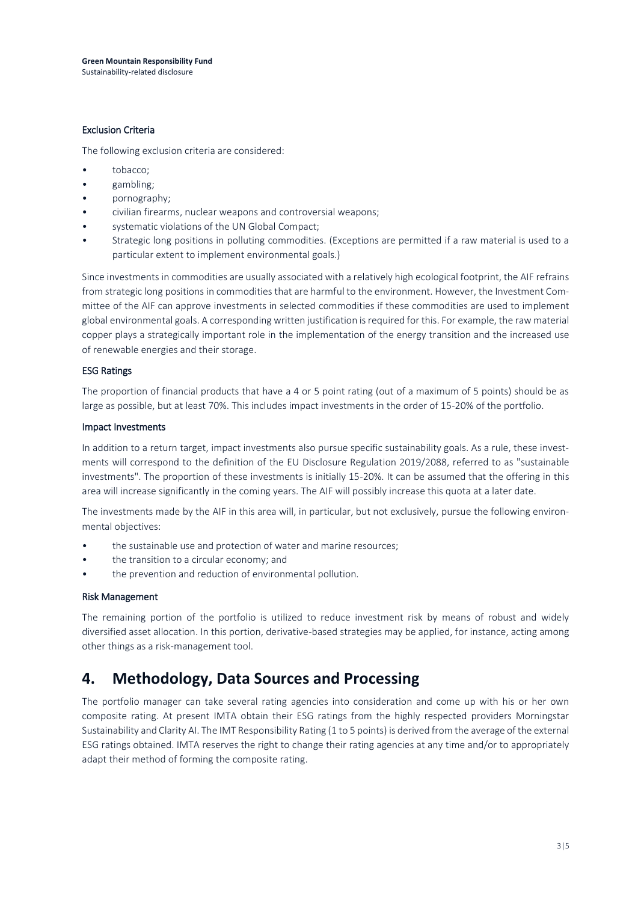### Exclusion Criteria

The following exclusion criteria are considered:

- tobacco;
- gambling;
- pornography;
- civilian firearms, nuclear weapons and controversial weapons;
- systematic violations of the UN Global Compact;
- Strategic long positions in polluting commodities. (Exceptions are permitted if a raw material is used to a particular extent to implement environmental goals.)

Since investments in commodities are usually associated with a relatively high ecological footprint, the AIF refrains from strategic long positions in commodities that are harmful to the environment. However, the Investment Committee of the AIF can approve investments in selected commodities if these commodities are used to implement global environmental goals. A corresponding written justification is required for this. For example, the raw material copper plays a strategically important role in the implementation of the energy transition and the increased use of renewable energies and their storage.

### ESG Ratings

The proportion of financial products that have a 4 or 5 point rating (out of a maximum of 5 points) should be as large as possible, but at least 70%. This includes impact investments in the order of 15-20% of the portfolio.

### Impact Investments

In addition to a return target, impact investments also pursue specific sustainability goals. As a rule, these investments will correspond to the definition of the EU Disclosure Regulation 2019/2088, referred to as "sustainable investments". The proportion of these investments is initially 15-20%. It can be assumed that the offering in this area will increase significantly in the coming years. The AIF will possibly increase this quota at a later date.

The investments made by the AIF in this area will, in particular, but not exclusively, pursue the following environmental objectives:

- the sustainable use and protection of water and marine resources;
- the transition to a circular economy; and
- the prevention and reduction of environmental pollution.

### Risk Management

The remaining portion of the portfolio is utilized to reduce investment risk by means of robust and widely diversified asset allocation. In this portion, derivative-based strategies may be applied, for instance, acting among other things as a risk-management tool.

## 4. Methodology, Data Sources and Processing

The portfolio manager can take several rating agencies into consideration and come up with his or her own composite rating. At present IMTA obtain their ESG ratings from the highly respected providers Morningstar Sustainability and Clarity AI. The IMT Responsibility Rating (1 to 5 points) is derived from the average of the external ESG ratings obtained. IMTA reserves the right to change their rating agencies at any time and/or to appropriately adapt their method of forming the composite rating.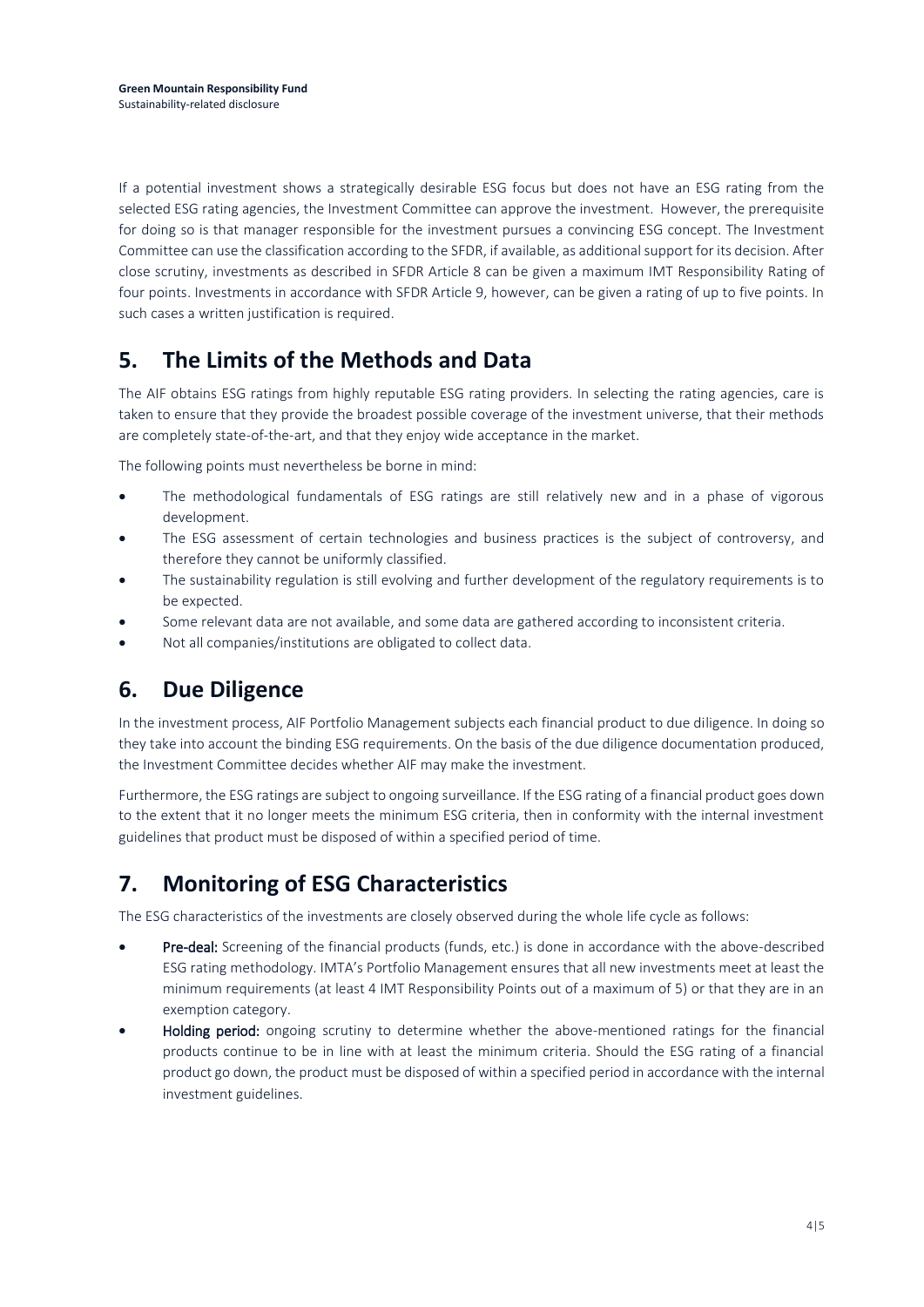If a potential investment shows a strategically desirable ESG focus but does not have an ESG rating from the selected ESG rating agencies, the Investment Committee can approve the investment. However, the prerequisite for doing so is that manager responsible for the investment pursues a convincing ESG concept. The Investment Committee can use the classification according to the SFDR, if available, as additional support for its decision. After close scrutiny, investments as described in SFDR Article 8 can be given a maximum IMT Responsibility Rating of four points. Investments in accordance with SFDR Article 9, however, can be given a rating of up to five points. In such cases a written justification is required.

## 5. The Limits of the Methods and Data

The AIF obtains ESG ratings from highly reputable ESG rating providers. In selecting the rating agencies, care is taken to ensure that they provide the broadest possible coverage of the investment universe, that their methods are completely state-of-the-art, and that they enjoy wide acceptance in the market.

The following points must nevertheless be borne in mind:

- The methodological fundamentals of ESG ratings are still relatively new and in a phase of vigorous development.
- The ESG assessment of certain technologies and business practices is the subject of controversy, and therefore they cannot be uniformly classified.
- The sustainability regulation is still evolving and further development of the regulatory requirements is to be expected.
- Some relevant data are not available, and some data are gathered according to inconsistent criteria.
- Not all companies/institutions are obligated to collect data.

## 6. Due Diligence

In the investment process, AIF Portfolio Management subjects each financial product to due diligence. In doing so they take into account the binding ESG requirements. On the basis of the due diligence documentation produced, the Investment Committee decides whether AIF may make the investment.

Furthermore, the ESG ratings are subject to ongoing surveillance. If the ESG rating of a financial product goes down to the extent that it no longer meets the minimum ESG criteria, then in conformity with the internal investment guidelines that product must be disposed of within a specified period of time.

## 7. Monitoring of ESG Characteristics

The ESG characteristics of the investments are closely observed during the whole life cycle as follows:

- **Pre-deal:** Screening of the financial products (funds, etc.) is done in accordance with the above-described ESG rating methodology. IMTA's Portfolio Management ensures that all new investments meet at least the minimum requirements (at least 4 IMT Responsibility Points out of a maximum of 5) or that they are in an exemption category.
- **Holding period:** ongoing scrutiny to determine whether the above-mentioned ratings for the financial products continue to be in line with at least the minimum criteria. Should the ESG rating of a financial product go down, the product must be disposed of within a specified period in accordance with the internal investment guidelines.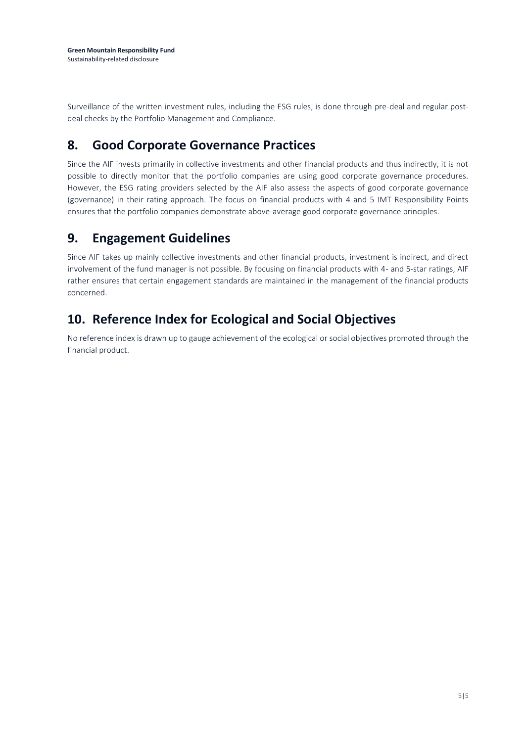Surveillance of the written investment rules, including the ESG rules, is done through pre-deal and regular post-deal checks by the Portfolio Management and Compliance.

## 8. Good Corporate Governance Practices

Since the AIF invests primarily in collective investments and other financial products and thus indirectly, it is not possible to directly monitor that the portfolio companies are using good corporate governance procedures. However, the ESG rating providers selected by the AIF also assess the aspects of good corporate governance (governance) in their rating approach. The focus on financial products with 4 and 5 IMT Responsibility Points ensures that the portfolio companies demonstrate above-average good corporate governance principles.

## 9. Engagement Guidelines

Since AIF takes up mainly collective investments and other financial products, investment is indirect, and direct involvement of the fund manager is not possible. By focusing on financial products with 4- and 5-star ratings, AIF rather ensures that certain engagement standards are maintained in the management of the financial products concerned.

## 10. Reference Index for Ecological and Social Objectives

No reference index is drawn up to gauge achievement of the ecological or social objectives promoted through the financial product.